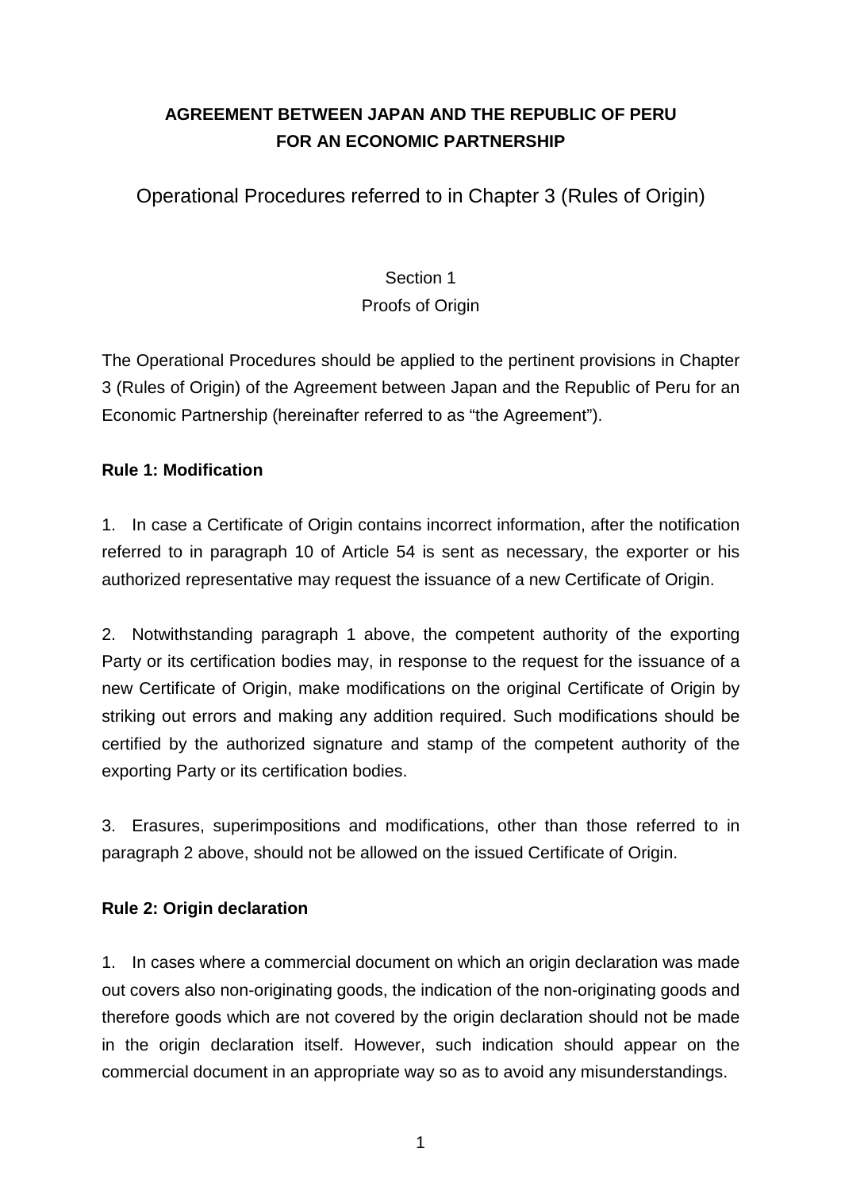# AGREEMENT BETWEEN JAPAN AND THE REPUBLIC OF PERU FOR AN ECONOMIC PARTNERSHIP

## Operational Procedures referred to in Chapter 3 (Rules of Origin)

### Section 1
### Proofs of Origin

The Operational Procedures should be applied to the pertinent provisions in Chapter 3 (Rules of Origin) of the Agreement between Japan and the Republic of Peru for an Economic Partnership (hereinafter referred to as "the Agreement").

**Rule 1: Modification**

1. In case a Certificate of Origin contains incorrect information, after the notification referred to in paragraph 10 of Article 54 is sent as necessary, the exporter or his authorized representative may request the issuance of a new Certificate of Origin.

2. Notwithstanding paragraph 1 above, the competent authority of the exporting Party or its certification bodies may, in response to the request for the issuance of a new Certificate of Origin, make modifications on the original Certificate of Origin by striking out errors and making any addition required. Such modifications should be certified by the authorized signature and stamp of the competent authority of the exporting Party or its certification bodies.

3. Erasures, superimpositions and modifications, other than those referred to in paragraph 2 above, should not be allowed on the issued Certificate of Origin.

**Rule 2: Origin declaration**

1. In cases where a commercial document on which an origin declaration was made out covers also non-originating goods, the indication of the non-originating goods and therefore goods which are not covered by the origin declaration should not be made in the origin declaration itself. However, such indication should appear on the commercial document in an appropriate way so as to avoid any misunderstandings.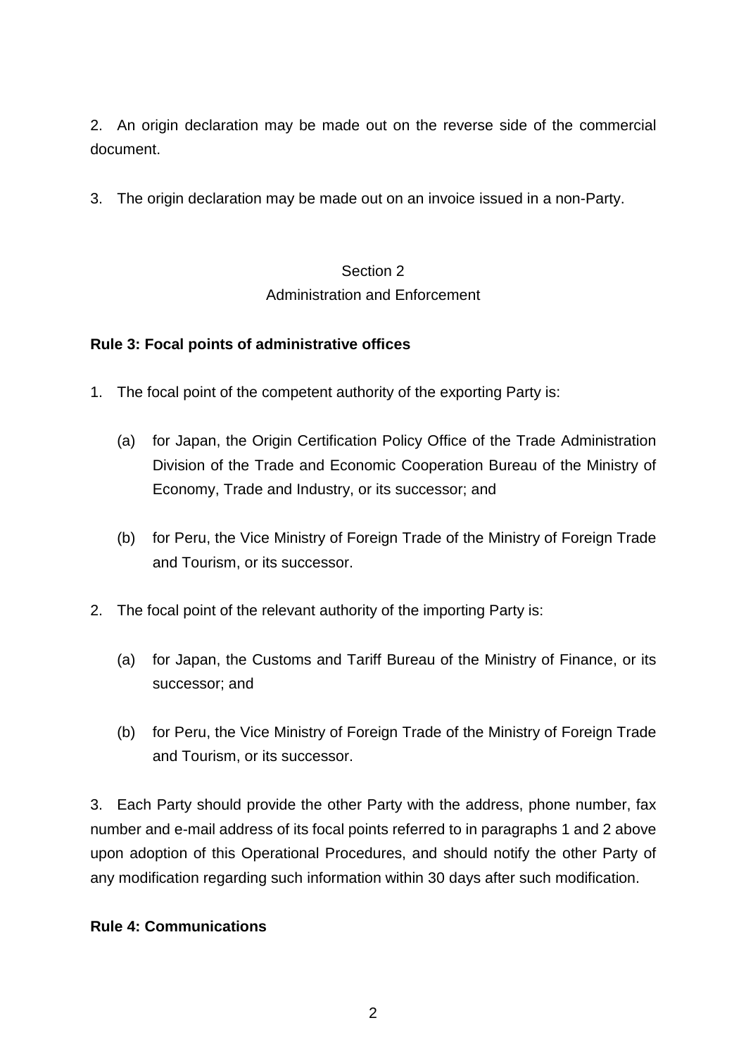2. An origin declaration may be made out on the reverse side of the commercial document.

3. The origin declaration may be made out on an invoice issued in a non-Party.

Section 2
Administration and Enforcement

**Rule 3: Focal points of administrative offices**

1. The focal point of the competent authority of the exporting Party is:

   (a) for Japan, the Origin Certification Policy Office of the Trade Administration Division of the Trade and Economic Cooperation Bureau of the Ministry of Economy, Trade and Industry, or its successor; and

   (b) for Peru, the Vice Ministry of Foreign Trade of the Ministry of Foreign Trade and Tourism, or its successor.

2. The focal point of the relevant authority of the importing Party is:

   (a) for Japan, the Customs and Tariff Bureau of the Ministry of Finance, or its successor; and

   (b) for Peru, the Vice Ministry of Foreign Trade of the Ministry of Foreign Trade and Tourism, or its successor.

3. Each Party should provide the other Party with the address, phone number, fax number and e-mail address of its focal points referred to in paragraphs 1 and 2 above upon adoption of this Operational Procedures, and should notify the other Party of any modification regarding such information within 30 days after such modification.

**Rule 4: Communications**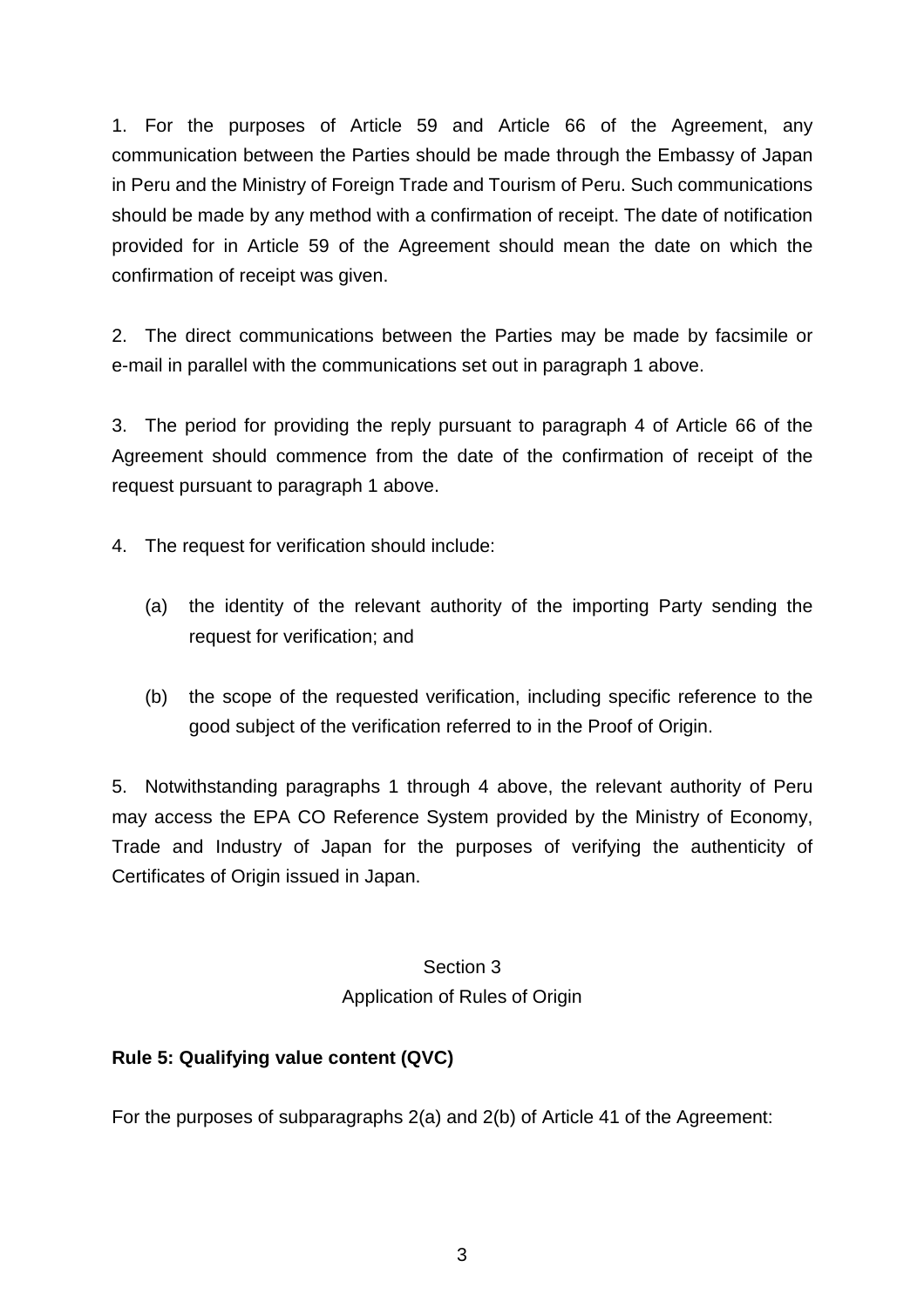1. For the purposes of Article 59 and Article 66 of the Agreement, any communication between the Parties should be made through the Embassy of Japan in Peru and the Ministry of Foreign Trade and Tourism of Peru. Such communications should be made by any method with a confirmation of receipt. The date of notification provided for in Article 59 of the Agreement should mean the date on which the confirmation of receipt was given.

2. The direct communications between the Parties may be made by facsimile or e-mail in parallel with the communications set out in paragraph 1 above.

3. The period for providing the reply pursuant to paragraph 4 of Article 66 of the Agreement should commence from the date of the confirmation of receipt of the request pursuant to paragraph 1 above.

4. The request for verification should include:

   (a) the identity of the relevant authority of the importing Party sending the request for verification; and

   (b) the scope of the requested verification, including specific reference to the good subject of the verification referred to in the Proof of Origin.

5. Notwithstanding paragraphs 1 through 4 above, the relevant authority of Peru may access the EPA CO Reference System provided by the Ministry of Economy, Trade and Industry of Japan for the purposes of verifying the authenticity of Certificates of Origin issued in Japan.

## Section 3
## Application of Rules of Origin

**Rule 5: Qualifying value content (QVC)**

For the purposes of subparagraphs 2(a) and 2(b) of Article 41 of the Agreement: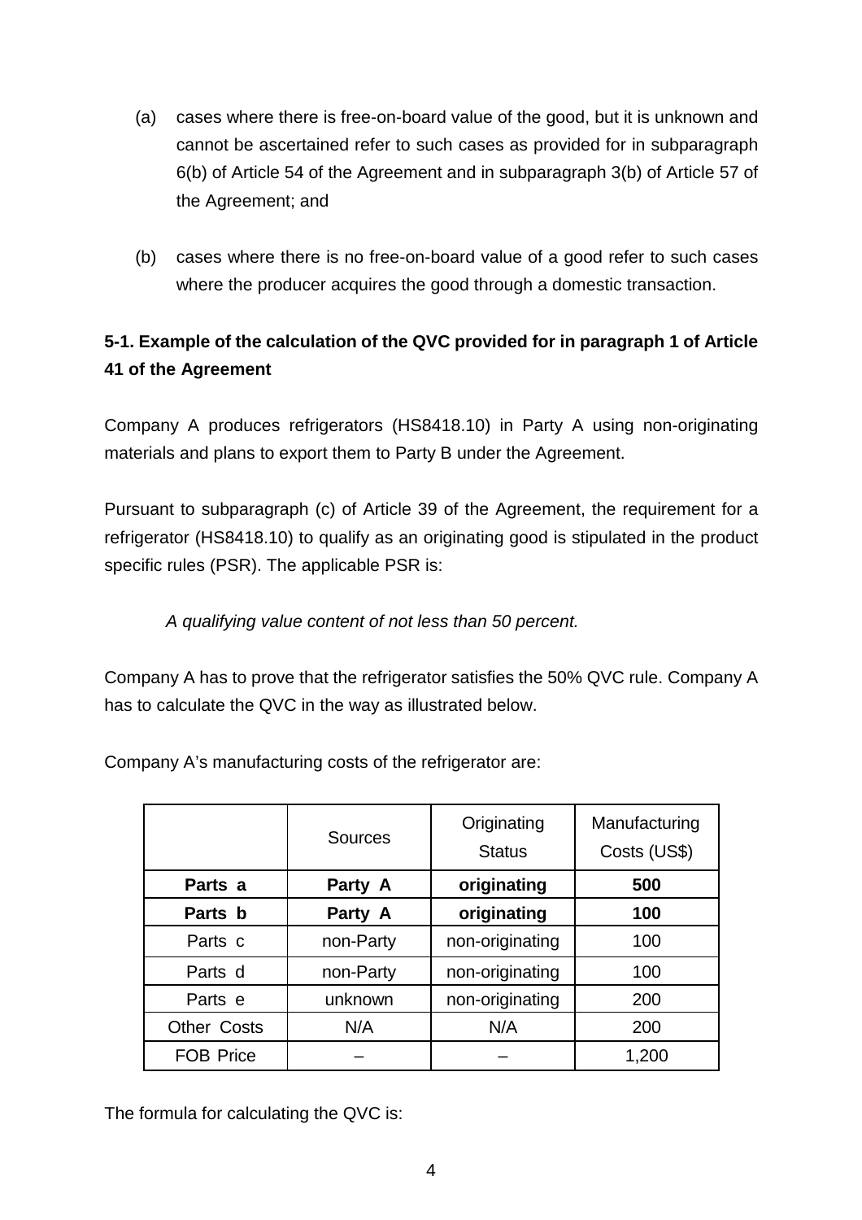(a) cases where there is free-on-board value of the good, but it is unknown and cannot be ascertained refer to such cases as provided for in subparagraph 6(b) of Article 54 of the Agreement and in subparagraph 3(b) of Article 57 of the Agreement; and

(b) cases where there is no free-on-board value of a good refer to such cases where the producer acquires the good through a domestic transaction.

**5-1. Example of the calculation of the QVC provided for in paragraph 1 of Article 41 of the Agreement**

Company A produces refrigerators (HS8418.10) in Party A using non-originating materials and plans to export them to Party B under the Agreement.

Pursuant to subparagraph (c) of Article 39 of the Agreement, the requirement for a refrigerator (HS8418.10) to qualify as an originating good is stipulated in the product specific rules (PSR). The applicable PSR is:

*A qualifying value content of not less than 50 percent.*

Company A has to prove that the refrigerator satisfies the 50% QVC rule. Company A has to calculate the QVC in the way as illustrated below.

Company A's manufacturing costs of the refrigerator are:

| | Sources | Originating Status | Manufacturing Costs (US$) |
|---|---|---|---|
| **Parts a** | **Party A** | **originating** | **500** |
| **Parts b** | **Party A** | **originating** | **100** |
| Parts c | non-Party | non-originating | 100 |
| Parts d | non-Party | non-originating | 100 |
| Parts e | unknown | non-originating | 200 |
| Other Costs | N/A | N/A | 200 |
| FOB Price | – | – | 1,200 |

The formula for calculating the QVC is: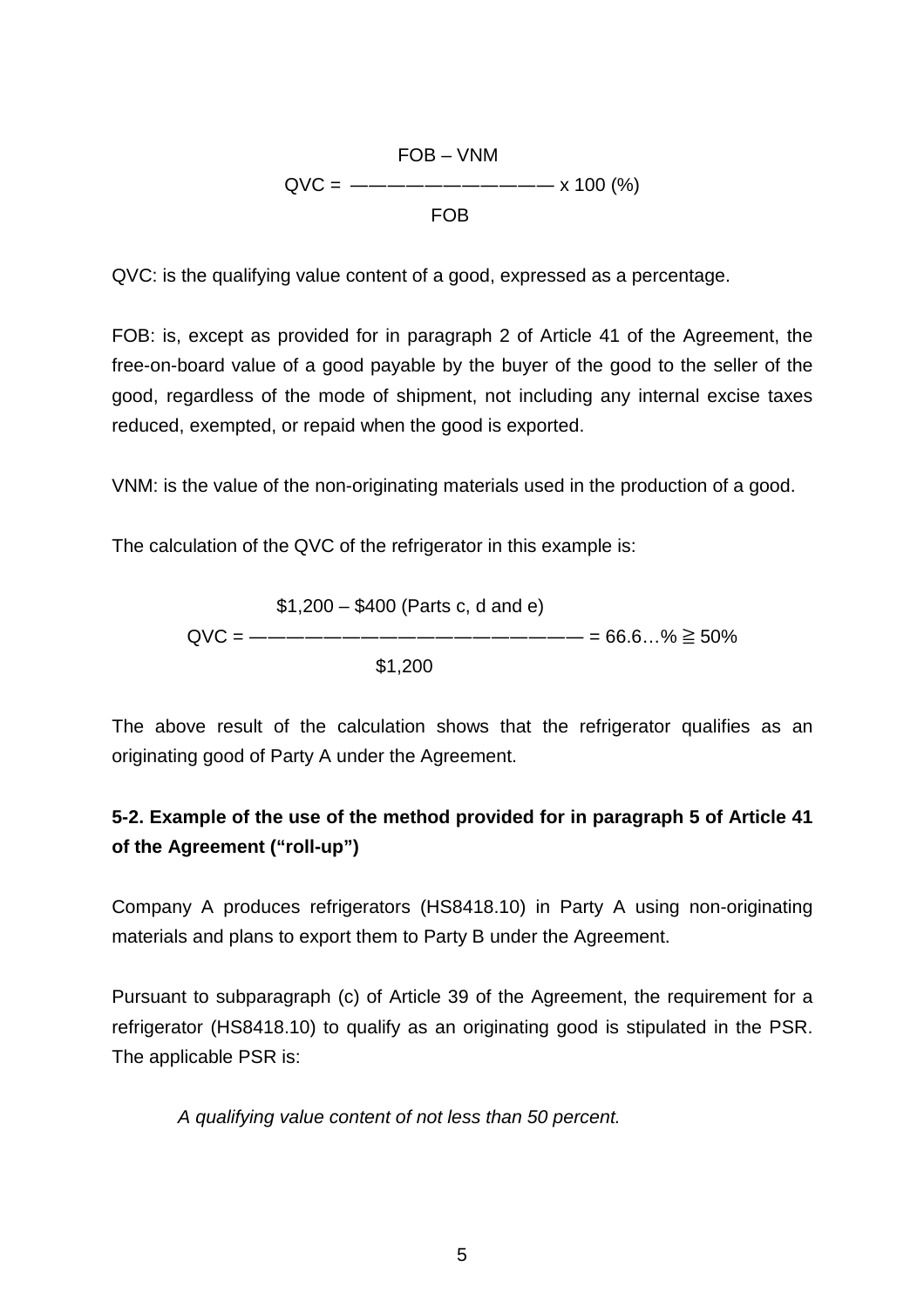$$QVC = \frac{FOB - VNM}{FOB} \times 100\ (\%)$$

QVC: is the qualifying value content of a good, expressed as a percentage.

FOB: is, except as provided for in paragraph 2 of Article 41 of the Agreement, the free-on-board value of a good payable by the buyer of the good to the seller of the good, regardless of the mode of shipment, not including any internal excise taxes reduced, exempted, or repaid when the good is exported.

VNM: is the value of the non-originating materials used in the production of a good.

The calculation of the QVC of the refrigerator in this example is:

$$QVC = \frac{\$1{,}200 - \$400\ \text{(Parts c, d and e)}}{\$1{,}200} = 66.6\ldots\% \geqq 50\%$$

The above result of the calculation shows that the refrigerator qualifies as an originating good of Party A under the Agreement.

### 5-2. Example of the use of the method provided for in paragraph 5 of Article 41 of the Agreement ("roll-up")

Company A produces refrigerators (HS8418.10) in Party A using non-originating materials and plans to export them to Party B under the Agreement.

Pursuant to subparagraph (c) of Article 39 of the Agreement, the requirement for a refrigerator (HS8418.10) to qualify as an originating good is stipulated in the PSR. The applicable PSR is:

*A qualifying value content of not less than 50 percent.*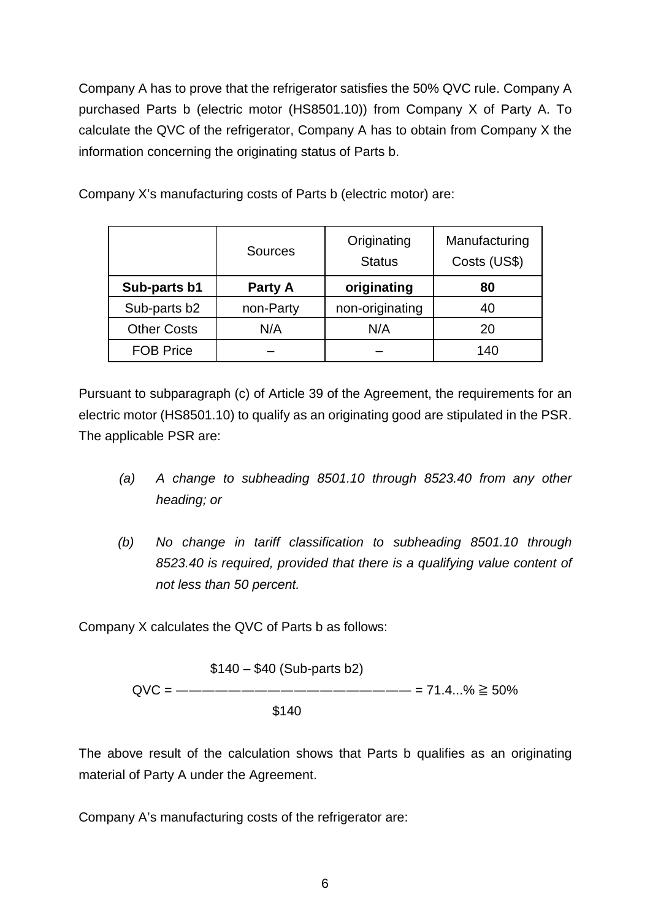Company A has to prove that the refrigerator satisfies the 50% QVC rule. Company A purchased Parts b (electric motor (HS8501.10)) from Company X of Party A. To calculate the QVC of the refrigerator, Company A has to obtain from Company X the information concerning the originating status of Parts b.

Company X's manufacturing costs of Parts b (electric motor) are:

| | Sources | Originating Status | Manufacturing Costs (US$) |
|---|---|---|---|
| **Sub-parts b1** | **Party A** | **originating** | **80** |
| Sub-parts b2 | non-Party | non-originating | 40 |
| Other Costs | N/A | N/A | 20 |
| FOB Price | – | – | 140 |

Pursuant to subparagraph (c) of Article 39 of the Agreement, the requirements for an electric motor (HS8501.10) to qualify as an originating good are stipulated in the PSR. The applicable PSR are:

(a) *A change to subheading 8501.10 through 8523.40 from any other heading; or*

(b) *No change in tariff classification to subheading 8501.10 through 8523.40 is required, provided that there is a qualifying value content of not less than 50 percent.*

Company X calculates the QVC of Parts b as follows:

$$QVC = \frac{\$140 - \$40 \text{ (Sub-parts b2)}}{\$140} = 71.4...\% \geqq 50\%$$

The above result of the calculation shows that Parts b qualifies as an originating material of Party A under the Agreement.

Company A's manufacturing costs of the refrigerator are: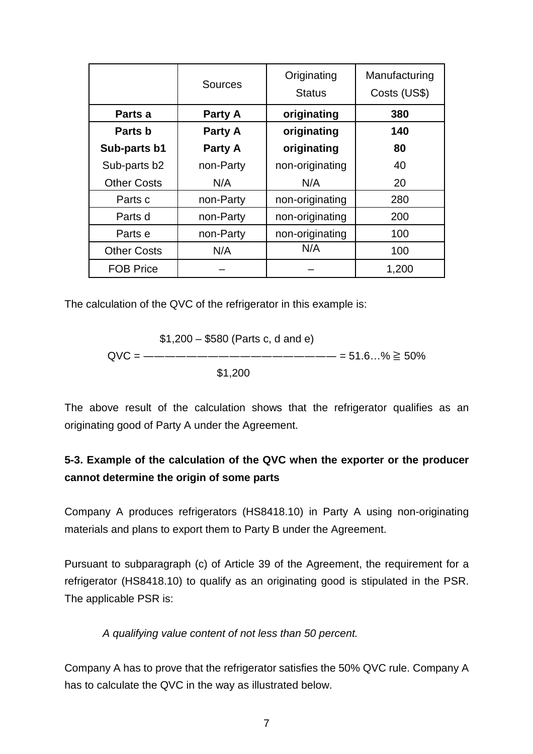| | Sources | Originating Status | Manufacturing Costs (US$) |
|---|---|---|---|
| **Parts a** | **Party A** | **originating** | **380** |
| **Parts b** | **Party A** | **originating** | **140** |
| **Sub-parts b1** | **Party A** | **originating** | **80** |
| Sub-parts b2 | non-Party | non-originating | 40 |
| Other Costs | N/A | N/A | 20 |
| Parts c | non-Party | non-originating | 280 |
| Parts d | non-Party | non-originating | 200 |
| Parts e | non-Party | non-originating | 100 |
| Other Costs | N/A | N/A | 100 |
| FOB Price | – | – | 1,200 |

The calculation of the QVC of the refrigerator in this example is:

$$QVC = \frac{\$1{,}200 - \$580 \text{ (Parts c, d and e)}}{\$1{,}200} = 51.6\ldots\% \geqq 50\%$$

The above result of the calculation shows that the refrigerator qualifies as an originating good of Party A under the Agreement.

### 5-3. Example of the calculation of the QVC when the exporter or the producer cannot determine the origin of some parts

Company A produces refrigerators (HS8418.10) in Party A using non-originating materials and plans to export them to Party B under the Agreement.

Pursuant to subparagraph (c) of Article 39 of the Agreement, the requirement for a refrigerator (HS8418.10) to qualify as an originating good is stipulated in the PSR. The applicable PSR is:

*A qualifying value content of not less than 50 percent.*

Company A has to prove that the refrigerator satisfies the 50% QVC rule. Company A has to calculate the QVC in the way as illustrated below.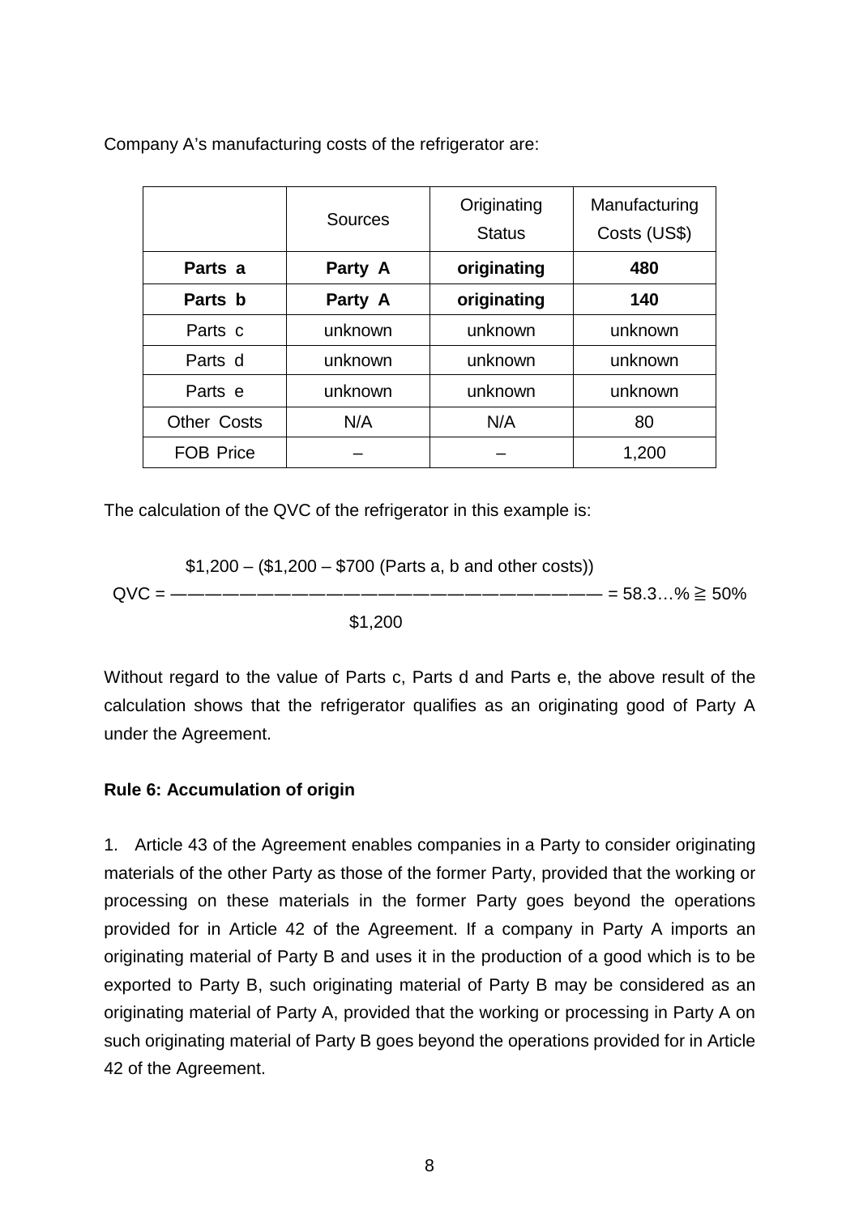Company A's manufacturing costs of the refrigerator are:

| | Sources | Originating Status | Manufacturing Costs (US$) |
|---|---|---|---|
| **Parts a** | **Party A** | **originating** | **480** |
| **Parts b** | **Party A** | **originating** | **140** |
| Parts c | unknown | unknown | unknown |
| Parts d | unknown | unknown | unknown |
| Parts e | unknown | unknown | unknown |
| Other Costs | N/A | N/A | 80 |
| FOB Price | – | – | 1,200 |

The calculation of the QVC of the refrigerator in this example is:

$$QVC = \frac{\$1{,}200 - (\$1{,}200 - \$700 \text{ (Parts a, b and other costs)})}{\$1{,}200} = 58.3\ldots\% \geqq 50\%$$

Without regard to the value of Parts c, Parts d and Parts e, the above result of the calculation shows that the refrigerator qualifies as an originating good of Party A under the Agreement.

**Rule 6: Accumulation of origin**

1. Article 43 of the Agreement enables companies in a Party to consider originating materials of the other Party as those of the former Party, provided that the working or processing on these materials in the former Party goes beyond the operations provided for in Article 42 of the Agreement. If a company in Party A imports an originating material of Party B and uses it in the production of a good which is to be exported to Party B, such originating material of Party B may be considered as an originating material of Party A, provided that the working or processing in Party A on such originating material of Party B goes beyond the operations provided for in Article 42 of the Agreement.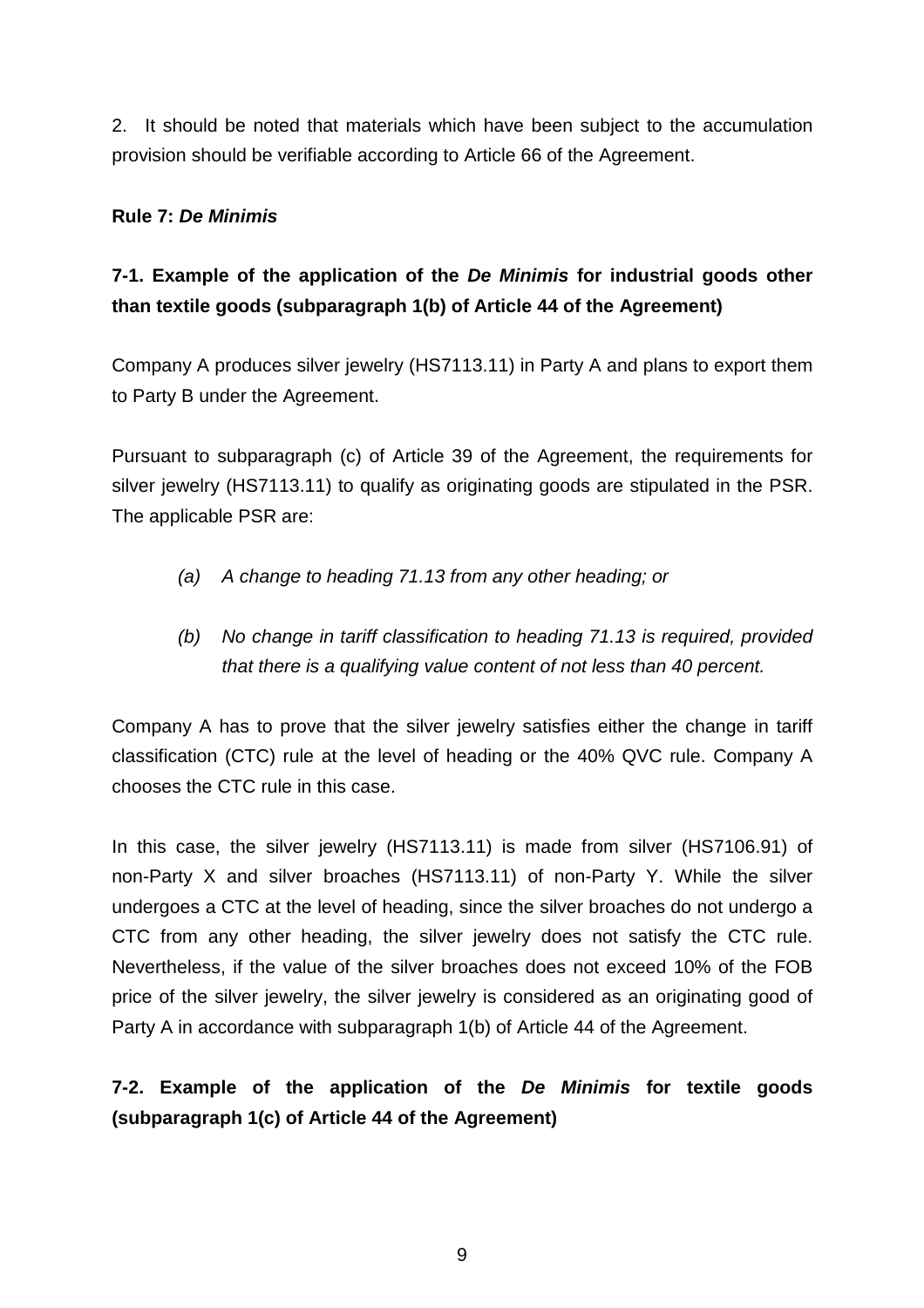2. It should be noted that materials which have been subject to the accumulation provision should be verifiable according to Article 66 of the Agreement.

**Rule 7: *De Minimis***

### 7-1. Example of the application of the *De Minimis* for industrial goods other than textile goods (subparagraph 1(b) of Article 44 of the Agreement)

Company A produces silver jewelry (HS7113.11) in Party A and plans to export them to Party B under the Agreement.

Pursuant to subparagraph (c) of Article 39 of the Agreement, the requirements for silver jewelry (HS7113.11) to qualify as originating goods are stipulated in the PSR. The applicable PSR are:

*(a) A change to heading 71.13 from any other heading; or*

*(b) No change in tariff classification to heading 71.13 is required, provided that there is a qualifying value content of not less than 40 percent.*

Company A has to prove that the silver jewelry satisfies either the change in tariff classification (CTC) rule at the level of heading or the 40% QVC rule. Company A chooses the CTC rule in this case.

In this case, the silver jewelry (HS7113.11) is made from silver (HS7106.91) of non-Party X and silver broaches (HS7113.11) of non-Party Y. While the silver undergoes a CTC at the level of heading, since the silver broaches do not undergo a CTC from any other heading, the silver jewelry does not satisfy the CTC rule. Nevertheless, if the value of the silver broaches does not exceed 10% of the FOB price of the silver jewelry, the silver jewelry is considered as an originating good of Party A in accordance with subparagraph 1(b) of Article 44 of the Agreement.

### 7-2. Example of the application of the *De Minimis* for textile goods (subparagraph 1(c) of Article 44 of the Agreement)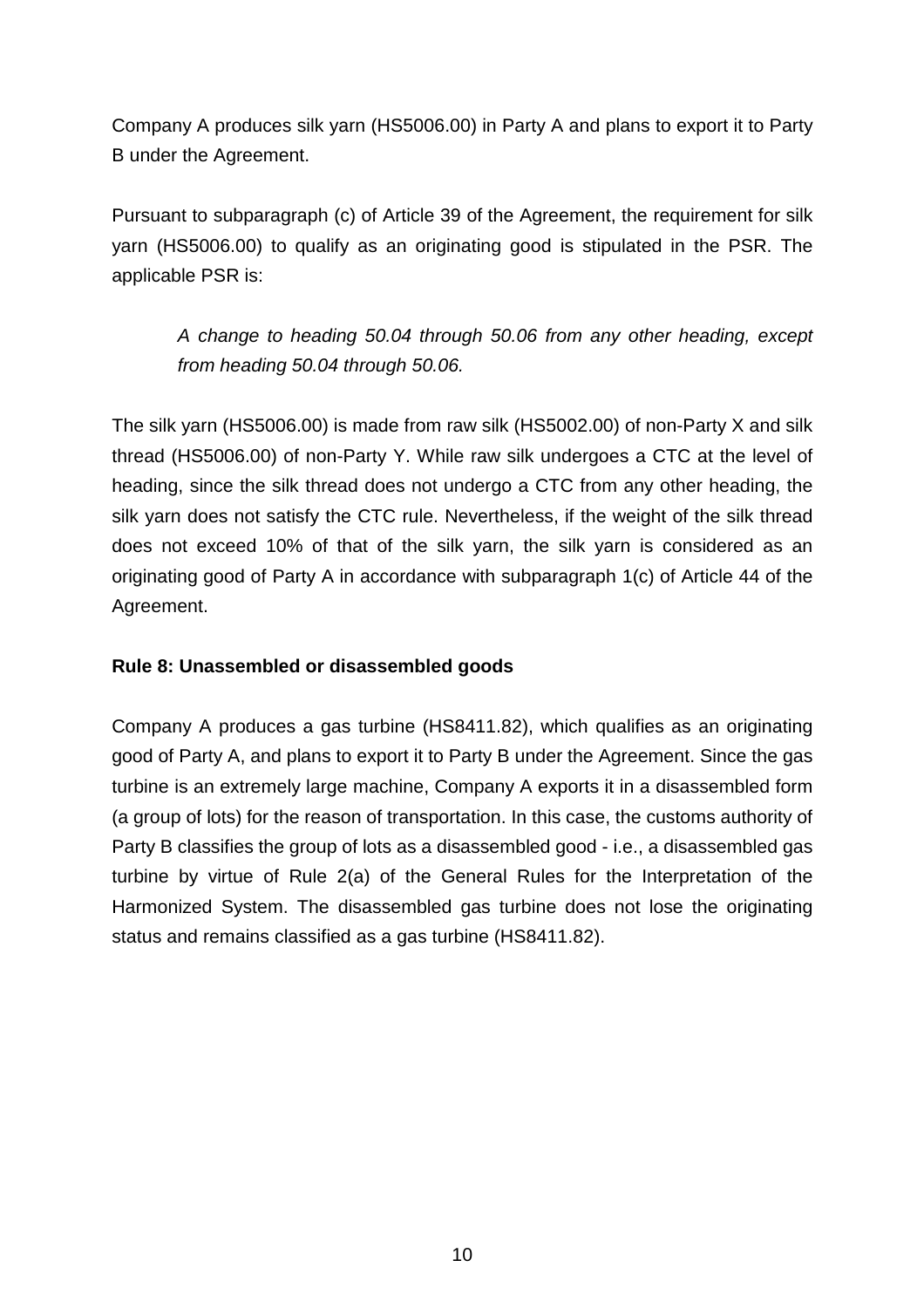Company A produces silk yarn (HS5006.00) in Party A and plans to export it to Party B under the Agreement.

Pursuant to subparagraph (c) of Article 39 of the Agreement, the requirement for silk yarn (HS5006.00) to qualify as an originating good is stipulated in the PSR. The applicable PSR is:

> *A change to heading 50.04 through 50.06 from any other heading, except from heading 50.04 through 50.06.*

The silk yarn (HS5006.00) is made from raw silk (HS5002.00) of non-Party X and silk thread (HS5006.00) of non-Party Y. While raw silk undergoes a CTC at the level of heading, since the silk thread does not undergo a CTC from any other heading, the silk yarn does not satisfy the CTC rule. Nevertheless, if the weight of the silk thread does not exceed 10% of that of the silk yarn, the silk yarn is considered as an originating good of Party A in accordance with subparagraph 1(c) of Article 44 of the Agreement.

**Rule 8: Unassembled or disassembled goods**

Company A produces a gas turbine (HS8411.82), which qualifies as an originating good of Party A, and plans to export it to Party B under the Agreement. Since the gas turbine is an extremely large machine, Company A exports it in a disassembled form (a group of lots) for the reason of transportation. In this case, the customs authority of Party B classifies the group of lots as a disassembled good - i.e., a disassembled gas turbine by virtue of Rule 2(a) of the General Rules for the Interpretation of the Harmonized System. The disassembled gas turbine does not lose the originating status and remains classified as a gas turbine (HS8411.82).